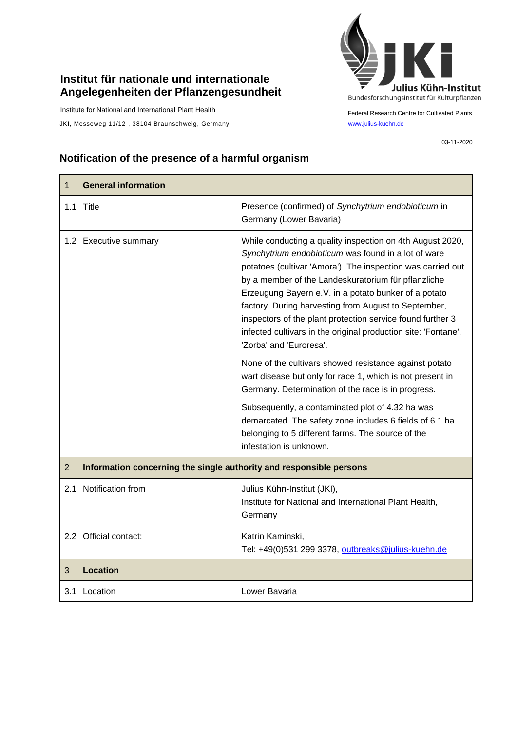**Institut für nationale und internationale Angelegenheiten der Pflanzengesundheit**

Institute for National and International Plant Health

JKI, Messeweg 11/12 , 38104 Braunschweig, Germany

Julius Kühn-Institut
Bundesforschungsinstitut für Kulturpflanzen

Federal Research Centre for Cultivated Plants
www.julius-kuehn.de

03-11-2020

## Notification of the presence of a harmful organism

| 1 General information | |
|---|---|
| 1.1 Title | Presence (confirmed) of *Synchytrium endobioticum* in Germany (Lower Bavaria) |
| 1.2 Executive summary | While conducting a quality inspection on 4th August 2020, *Synchytrium endobioticum* was found in a lot of ware potatoes (cultivar 'Amora'). The inspection was carried out by a member of the Landeskuratorium für pflanzliche Erzeugung Bayern e.V. in a potato bunker of a potato factory. During harvesting from August to September, inspectors of the plant protection service found further 3 infected cultivars in the original production site: 'Fontane', 'Zorba' and 'Euroresa'.<br><br>None of the cultivars showed resistance against potato wart disease but only for race 1, which is not present in Germany. Determination of the race is in progress.<br><br>Subsequently, a contaminated plot of 4.32 ha was demarcated. The safety zone includes 6 fields of 6.1 ha belonging to 5 different farms. The source of the infestation is unknown. |
| **2 Information concerning the single authority and responsible persons** | |
| 2.1 Notification from | Julius Kühn-Institut (JKI),<br>Institute for National and International Plant Health, Germany |
| 2.2 Official contact: | Katrin Kaminski,<br>Tel: +49(0)531 299 3378, outbreaks@julius-kuehn.de |
| **3 Location** | |
| 3.1 Location | Lower Bavaria |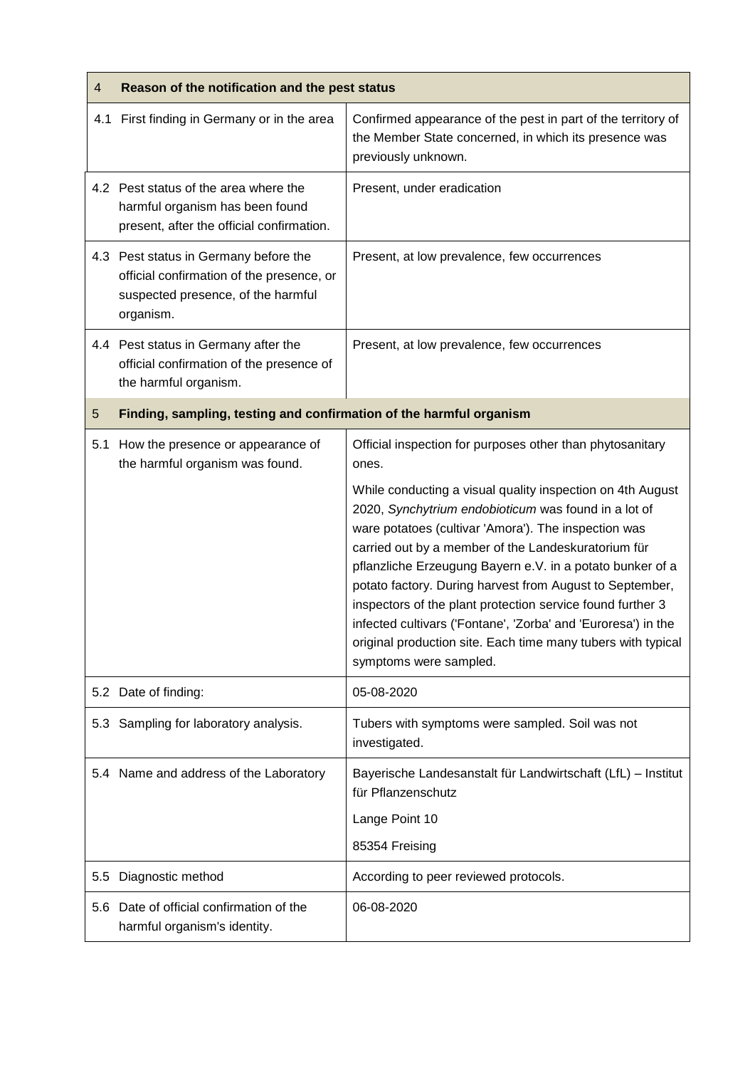| 4 | Reason of the notification and the pest status |
|---|---|
| 4.1 First finding in Germany or in the area | Confirmed appearance of the pest in part of the territory of the Member State concerned, in which its presence was previously unknown. |
| 4.2 Pest status of the area where the harmful organism has been found present, after the official confirmation. | Present, under eradication |
| 4.3 Pest status in Germany before the official confirmation of the presence, or suspected presence, of the harmful organism. | Present, at low prevalence, few occurrences |
| 4.4 Pest status in Germany after the official confirmation of the presence of the harmful organism. | Present, at low prevalence, few occurrences |

| 5 | Finding, sampling, testing and confirmation of the harmful organism |
|---|---|
| 5.1 How the presence or appearance of the harmful organism was found. | Official inspection for purposes other than phytosanitary ones.<br><br>While conducting a visual quality inspection on 4th August 2020, *Synchytrium endobioticum* was found in a lot of ware potatoes (cultivar 'Amora'). The inspection was carried out by a member of the Landeskuratorium für pflanzliche Erzeugung Bayern e.V. in a potato bunker of a potato factory. During harvest from August to September, inspectors of the plant protection service found further 3 infected cultivars ('Fontane', 'Zorba' and 'Euroresa') in the original production site. Each time many tubers with typical symptoms were sampled. |
| 5.2 Date of finding: | 05-08-2020 |
| 5.3 Sampling for laboratory analysis. | Tubers with symptoms were sampled. Soil was not investigated. |
| 5.4 Name and address of the Laboratory | Bayerische Landesanstalt für Landwirtschaft (LfL) – Institut für Pflanzenschutz<br><br>Lange Point 10<br><br>85354 Freising |
| 5.5 Diagnostic method | According to peer reviewed protocols. |
| 5.6 Date of official confirmation of the harmful organism's identity. | 06-08-2020 |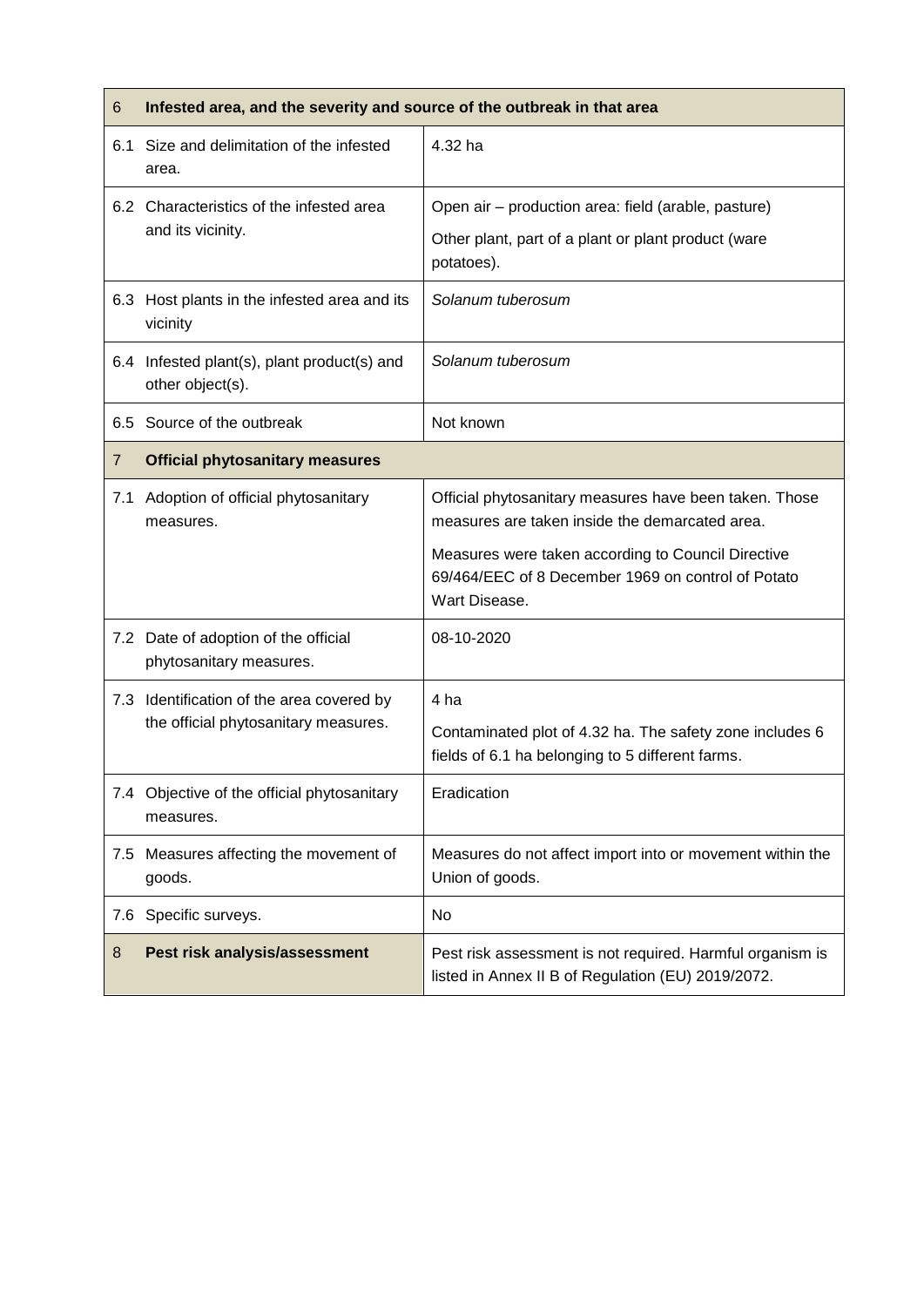| | | |
|---|---|---|
| **6** | **Infested area, and the severity and source of the outbreak in that area** | |
| 6.1 | Size and delimitation of the infested area. | 4.32 ha |
| 6.2 | Characteristics of the infested area and its vicinity. | Open air – production area: field (arable, pasture)<br><br>Other plant, part of a plant or plant product (ware potatoes). |
| 6.3 | Host plants in the infested area and its vicinity | *Solanum tuberosum* |
| 6.4 | Infested plant(s), plant product(s) and other object(s). | *Solanum tuberosum* |
| 6.5 | Source of the outbreak | Not known |
| **7** | **Official phytosanitary measures** | |
| 7.1 | Adoption of official phytosanitary measures. | Official phytosanitary measures have been taken. Those measures are taken inside the demarcated area.<br><br>Measures were taken according to Council Directive 69/464/EEC of 8 December 1969 on control of Potato Wart Disease. |
| 7.2 | Date of adoption of the official phytosanitary measures. | 08-10-2020 |
| 7.3 | Identification of the area covered by the official phytosanitary measures. | 4 ha<br><br>Contaminated plot of 4.32 ha. The safety zone includes 6 fields of 6.1 ha belonging to 5 different farms. |
| 7.4 | Objective of the official phytosanitary measures. | Eradication |
| 7.5 | Measures affecting the movement of goods. | Measures do not affect import into or movement within the Union of goods. |
| 7.6 | Specific surveys. | No |
| **8** | **Pest risk analysis/assessment** | Pest risk assessment is not required. Harmful organism is listed in Annex II B of Regulation (EU) 2019/2072. |